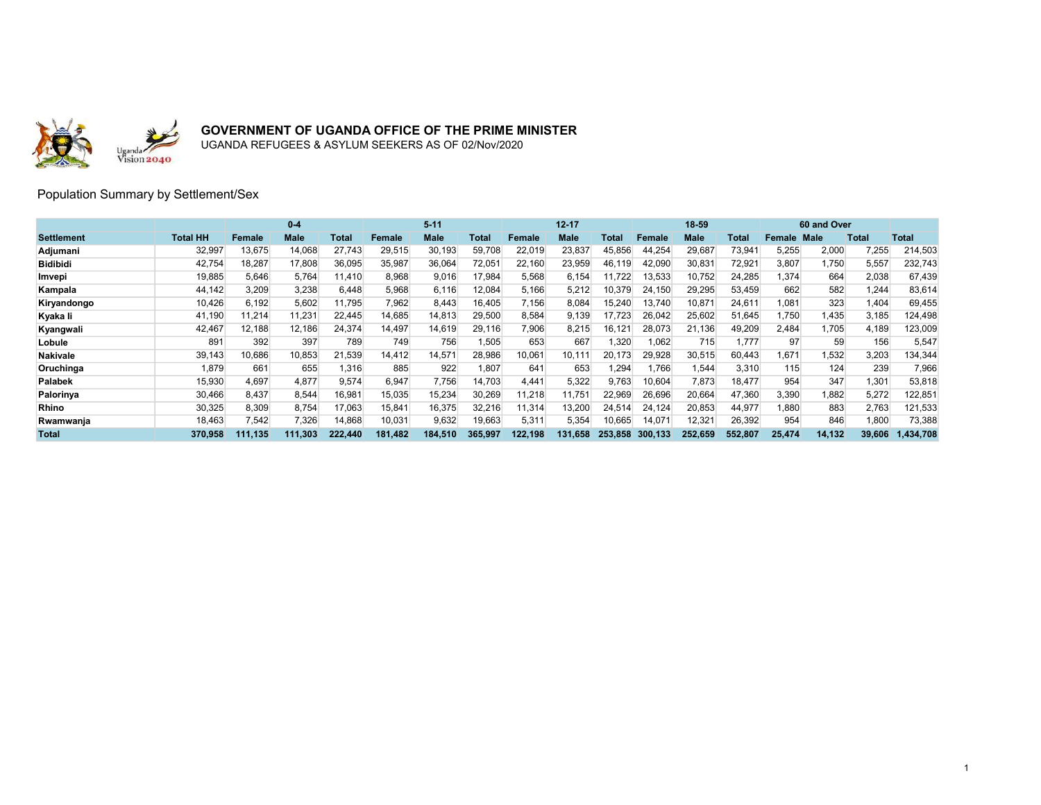## GOVERNMENT OF UGANDA OFFICE OF THE PRIME MINISTER

UGANDA REFUGEES & ASYLUM SEEKERS AS OF 02/Nov/2020

### Population Summary by Settlement/Sex

| | | 0-4 | | | 5-11 | | | 12-17 | | | 18-59 | | | 60 and Over | | | |
|---|---|---|---|---|---|---|---|---|---|---|---|---|---|---|---|---|---|
| **Settlement** | **Total HH** | **Female** | **Male** | **Total** | **Female** | **Male** | **Total** | **Female** | **Male** | **Total** | **Female** | **Male** | **Total** | **Female** | **Male** | **Total** | **Total** |
| **Adjumani** | 32,997 | 13,675 | 14,068 | 27,743 | 29,515 | 30,193 | 59,708 | 22,019 | 23,837 | 45,856 | 44,254 | 29,687 | 73,941 | 5,255 | 2,000 | 7,255 | 214,503 |
| **Bidibidi** | 42,754 | 18,287 | 17,808 | 36,095 | 35,987 | 36,064 | 72,051 | 22,160 | 23,959 | 46,119 | 42,090 | 30,831 | 72,921 | 3,807 | 1,750 | 5,557 | 232,743 |
| **Imvepi** | 19,885 | 5,646 | 5,764 | 11,410 | 8,968 | 9,016 | 17,984 | 5,568 | 6,154 | 11,722 | 13,533 | 10,752 | 24,285 | 1,374 | 664 | 2,038 | 67,439 |
| **Kampala** | 44,142 | 3,209 | 3,238 | 6,448 | 5,968 | 6,116 | 12,084 | 5,166 | 5,212 | 10,379 | 24,150 | 29,295 | 53,459 | 662 | 582 | 1,244 | 83,614 |
| **Kiryandongo** | 10,426 | 6,192 | 5,602 | 11,795 | 7,962 | 8,443 | 16,405 | 7,156 | 8,084 | 15,240 | 13,740 | 10,871 | 24,611 | 1,081 | 323 | 1,404 | 69,455 |
| **Kyaka Ii** | 41,190 | 11,214 | 11,231 | 22,445 | 14,685 | 14,813 | 29,500 | 8,584 | 9,139 | 17,723 | 26,042 | 25,602 | 51,645 | 1,750 | 1,435 | 3,185 | 124,498 |
| **Kyangwali** | 42,467 | 12,188 | 12,186 | 24,374 | 14,497 | 14,619 | 29,116 | 7,906 | 8,215 | 16,121 | 28,073 | 21,136 | 49,209 | 2,484 | 1,705 | 4,189 | 123,009 |
| **Lobule** | 891 | 392 | 397 | 789 | 749 | 756 | 1,505 | 653 | 667 | 1,320 | 1,062 | 715 | 1,777 | 97 | 59 | 156 | 5,547 |
| **Nakivale** | 39,143 | 10,686 | 10,853 | 21,539 | 14,412 | 14,571 | 28,986 | 10,061 | 10,111 | 20,173 | 29,928 | 30,515 | 60,443 | 1,671 | 1,532 | 3,203 | 134,344 |
| **Oruchinga** | 1,879 | 661 | 655 | 1,316 | 885 | 922 | 1,807 | 641 | 653 | 1,294 | 1,766 | 1,544 | 3,310 | 115 | 124 | 239 | 7,966 |
| **Palabek** | 15,930 | 4,697 | 4,877 | 9,574 | 6,947 | 7,756 | 14,703 | 4,441 | 5,322 | 9,763 | 10,604 | 7,873 | 18,477 | 954 | 347 | 1,301 | 53,818 |
| **Palorinya** | 30,466 | 8,437 | 8,544 | 16,981 | 15,035 | 15,234 | 30,269 | 11,218 | 11,751 | 22,969 | 26,696 | 20,664 | 47,360 | 3,390 | 1,882 | 5,272 | 122,851 |
| **Rhino** | 30,325 | 8,309 | 8,754 | 17,063 | 15,841 | 16,375 | 32,216 | 11,314 | 13,200 | 24,514 | 24,124 | 20,853 | 44,977 | 1,880 | 883 | 2,763 | 121,533 |
| **Rwamwanja** | 18,463 | 7,542 | 7,326 | 14,868 | 10,031 | 9,632 | 19,663 | 5,311 | 5,354 | 10,665 | 14,071 | 12,321 | 26,392 | 954 | 846 | 1,800 | 73,388 |
| **Total** | **370,958** | **111,135** | **111,303** | **222,440** | **181,482** | **184,510** | **365,997** | **122,198** | **131,658** | **253,858** | **300,133** | **252,659** | **552,807** | **25,474** | **14,132** | **39,606** | **1,434,708** |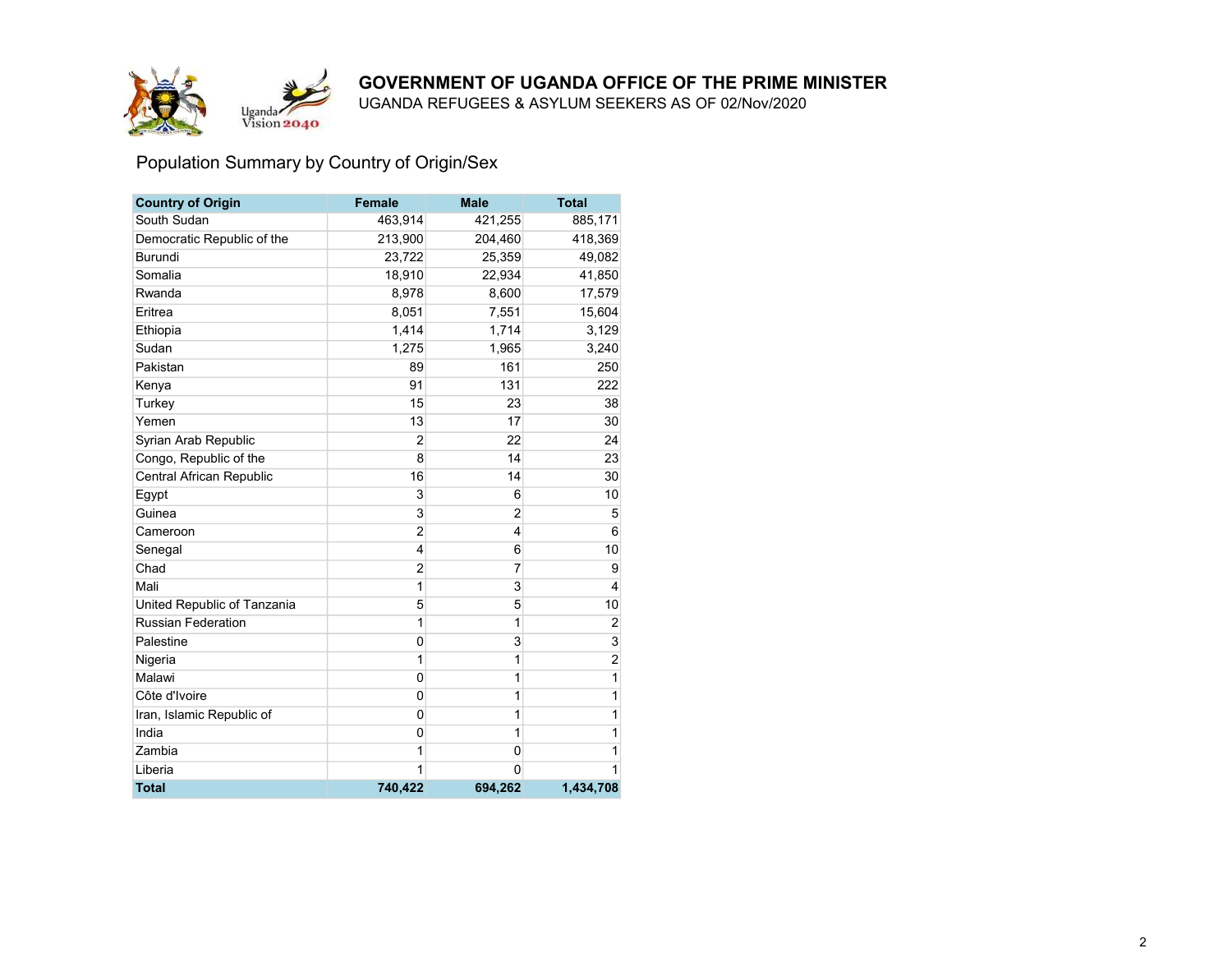# GOVERNMENT OF UGANDA OFFICE OF THE PRIME MINISTER

UGANDA REFUGEES & ASYLUM SEEKERS AS OF 02/Nov/2020

## Population Summary by Country of Origin/Sex

| Country of Origin | Female | Male | Total |
|---|---|---|---|
| South Sudan | 463,914 | 421,255 | 885,171 |
| Democratic Republic of the | 213,900 | 204,460 | 418,369 |
| Burundi | 23,722 | 25,359 | 49,082 |
| Somalia | 18,910 | 22,934 | 41,850 |
| Rwanda | 8,978 | 8,600 | 17,579 |
| Eritrea | 8,051 | 7,551 | 15,604 |
| Ethiopia | 1,414 | 1,714 | 3,129 |
| Sudan | 1,275 | 1,965 | 3,240 |
| Pakistan | 89 | 161 | 250 |
| Kenya | 91 | 131 | 222 |
| Turkey | 15 | 23 | 38 |
| Yemen | 13 | 17 | 30 |
| Syrian Arab Republic | 2 | 22 | 24 |
| Congo, Republic of the | 8 | 14 | 23 |
| Central African Republic | 16 | 14 | 30 |
| Egypt | 3 | 6 | 10 |
| Guinea | 3 | 2 | 5 |
| Cameroon | 2 | 4 | 6 |
| Senegal | 4 | 6 | 10 |
| Chad | 2 | 7 | 9 |
| Mali | 1 | 3 | 4 |
| United Republic of Tanzania | 5 | 5 | 10 |
| Russian Federation | 1 | 1 | 2 |
| Palestine | 0 | 3 | 3 |
| Nigeria | 1 | 1 | 2 |
| Malawi | 0 | 1 | 1 |
| Côte d'Ivoire | 0 | 1 | 1 |
| Iran, Islamic Republic of | 0 | 1 | 1 |
| India | 0 | 1 | 1 |
| Zambia | 1 | 0 | 1 |
| Liberia | 1 | 0 | 1 |
| **Total** | **740,422** | **694,262** | **1,434,708** |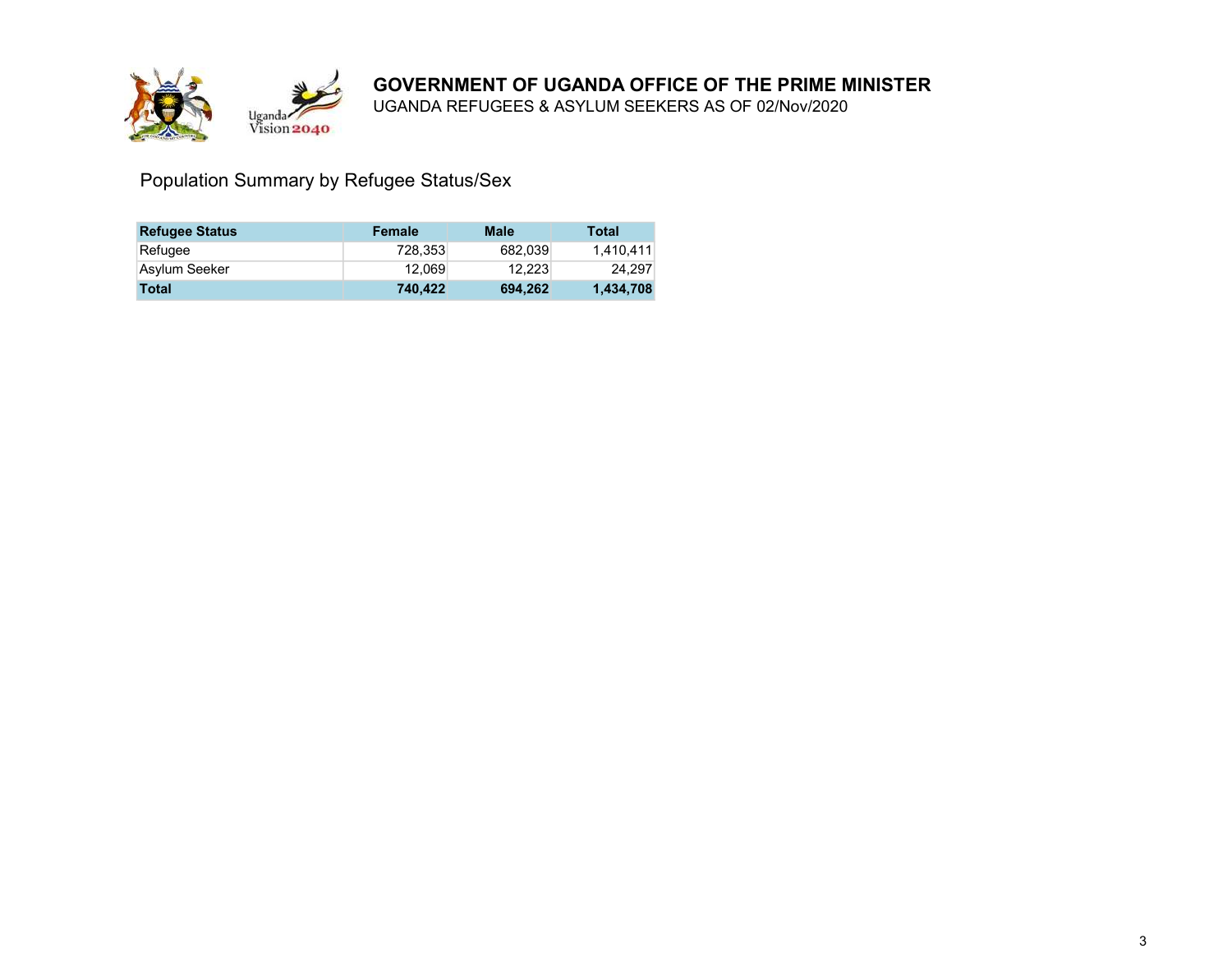# GOVERNMENT OF UGANDA OFFICE OF THE PRIME MINISTER

UGANDA REFUGEES & ASYLUM SEEKERS AS OF 02/Nov/2020

## Population Summary by Refugee Status/Sex

| Refugee Status | Female | Male | Total |
|---|---|---|---|
| Refugee | 728,353 | 682,039 | 1,410,411 |
| Asylum Seeker | 12,069 | 12,223 | 24,297 |
| **Total** | **740,422** | **694,262** | **1,434,708** |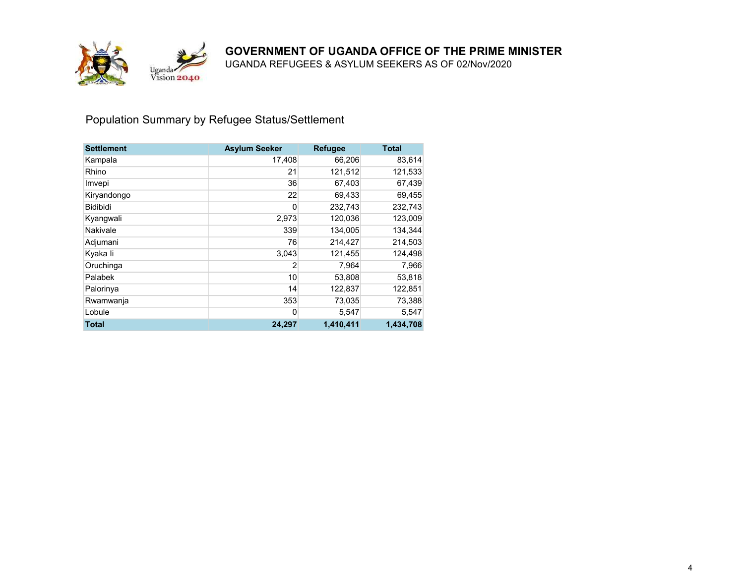# GOVERNMENT OF UGANDA OFFICE OF THE PRIME MINISTER

UGANDA REFUGEES & ASYLUM SEEKERS AS OF 02/Nov/2020

## Population Summary by Refugee Status/Settlement

| Settlement | Asylum Seeker | Refugee | Total |
|---|---|---|---|
| Kampala | 17,408 | 66,206 | 83,614 |
| Rhino | 21 | 121,512 | 121,533 |
| Imvepi | 36 | 67,403 | 67,439 |
| Kiryandongo | 22 | 69,433 | 69,455 |
| Bidibidi | 0 | 232,743 | 232,743 |
| Kyangwali | 2,973 | 120,036 | 123,009 |
| Nakivale | 339 | 134,005 | 134,344 |
| Adjumani | 76 | 214,427 | 214,503 |
| Kyaka Ii | 3,043 | 121,455 | 124,498 |
| Oruchinga | 2 | 7,964 | 7,966 |
| Palabek | 10 | 53,808 | 53,818 |
| Palorinya | 14 | 122,837 | 122,851 |
| Rwamwanja | 353 | 73,035 | 73,388 |
| Lobule | 0 | 5,547 | 5,547 |
| **Total** | **24,297** | **1,410,411** | **1,434,708** |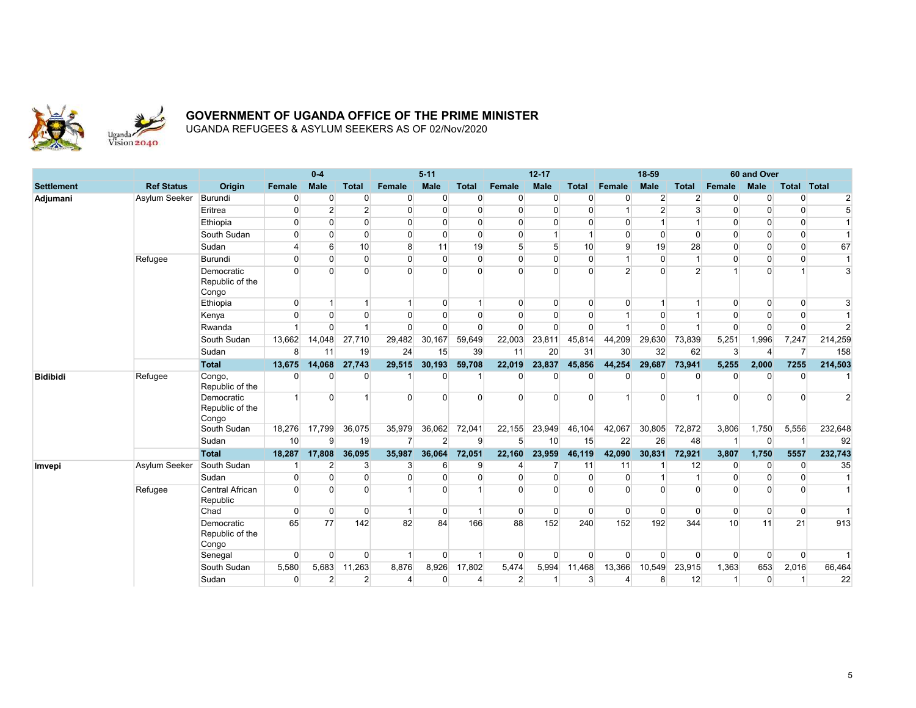**GOVERNMENT OF UGANDA OFFICE OF THE PRIME MINISTER**

UGANDA REFUGEES & ASYLUM SEEKERS AS OF 02/Nov/2020

| | | | 0-4 | | | 5-11 | | | 12-17 | | | 18-59 | | | 60 and Over | | | |
|---|---|---|---|---|---|---|---|---|---|---|---|---|---|---|---|---|---|---|
| **Settlement** | **Ref Status** | **Origin** | **Female** | **Male** | **Total** | **Female** | **Male** | **Total** | **Female** | **Male** | **Total** | **Female** | **Male** | **Total** | **Female** | **Male** | **Total** | **Total** |
| **Adjumani** | Asylum Seeker | Burundi | 0 | 0 | 0 | 0 | 0 | 0 | 0 | 0 | 0 | 0 | 2 | 2 | 0 | 0 | 0 | 2 |
| | | Eritrea | 0 | 2 | 2 | 0 | 0 | 0 | 0 | 0 | 0 | 1 | 2 | 3 | 0 | 0 | 0 | 5 |
| | | Ethiopia | 0 | 0 | 0 | 0 | 0 | 0 | 0 | 0 | 0 | 0 | 1 | 1 | 0 | 0 | 0 | 1 |
| | | South Sudan | 0 | 0 | 0 | 0 | 0 | 0 | 0 | 1 | 1 | 0 | 0 | 0 | 0 | 0 | 0 | 1 |
| | | Sudan | 4 | 6 | 10 | 8 | 11 | 19 | 5 | 5 | 10 | 9 | 19 | 28 | 0 | 0 | 0 | 67 |
| | Refugee | Burundi | 0 | 0 | 0 | 0 | 0 | 0 | 0 | 0 | 0 | 1 | 0 | 1 | 0 | 0 | 0 | 1 |
| | | Democratic Republic of the Congo | 0 | 0 | 0 | 0 | 0 | 0 | 0 | 0 | 0 | 2 | 0 | 2 | 1 | 0 | 1 | 3 |
| | | Ethiopia | 0 | 1 | 1 | 1 | 0 | 1 | 0 | 0 | 0 | 0 | 1 | 1 | 0 | 0 | 0 | 3 |
| | | Kenya | 0 | 0 | 0 | 0 | 0 | 0 | 0 | 0 | 0 | 1 | 0 | 1 | 0 | 0 | 0 | 1 |
| | | Rwanda | 1 | 0 | 1 | 0 | 0 | 0 | 0 | 0 | 0 | 1 | 0 | 1 | 0 | 0 | 0 | 2 |
| | | South Sudan | 13,662 | 14,048 | 27,710 | 29,482 | 30,167 | 59,649 | 22,003 | 23,811 | 45,814 | 44,209 | 29,630 | 73,839 | 5,251 | 1,996 | 7,247 | 214,259 |
| | | Sudan | 8 | 11 | 19 | 24 | 15 | 39 | 11 | 20 | 31 | 30 | 32 | 62 | 3 | 4 | 7 | 158 |
| | | **Total** | **13,675** | **14,068** | **27,743** | **29,515** | **30,193** | **59,708** | **22,019** | **23,837** | **45,856** | **44,254** | **29,687** | **73,941** | **5,255** | **2,000** | **7255** | **214,503** |
| **Bidibidi** | Refugee | Congo, Republic of the | 0 | 0 | 0 | 1 | 0 | 1 | 0 | 0 | 0 | 0 | 0 | 0 | 0 | 0 | 0 | 1 |
| | | Democratic Republic of the Congo | 1 | 0 | 1 | 0 | 0 | 0 | 0 | 0 | 0 | 1 | 0 | 1 | 0 | 0 | 0 | 2 |
| | | South Sudan | 18,276 | 17,799 | 36,075 | 35,979 | 36,062 | 72,041 | 22,155 | 23,949 | 46,104 | 42,067 | 30,805 | 72,872 | 3,806 | 1,750 | 5,556 | 232,648 |
| | | Sudan | 10 | 9 | 19 | 7 | 2 | 9 | 5 | 10 | 15 | 22 | 26 | 48 | 1 | 0 | 1 | 92 |
| | | **Total** | **18,287** | **17,808** | **36,095** | **35,987** | **36,064** | **72,051** | **22,160** | **23,959** | **46,119** | **42,090** | **30,831** | **72,921** | **3,807** | **1,750** | **5557** | **232,743** |
| **Imvepi** | Asylum Seeker | South Sudan | 1 | 2 | 3 | 3 | 6 | 9 | 4 | 7 | 11 | 11 | 1 | 12 | 0 | 0 | 0 | 35 |
| | | Sudan | 0 | 0 | 0 | 0 | 0 | 0 | 0 | 0 | 0 | 0 | 1 | 1 | 0 | 0 | 0 | 1 |
| | Refugee | Central African Republic | 0 | 0 | 0 | 1 | 0 | 1 | 0 | 0 | 0 | 0 | 0 | 0 | 0 | 0 | 0 | 1 |
| | | Chad | 0 | 0 | 0 | 1 | 0 | 1 | 0 | 0 | 0 | 0 | 0 | 0 | 0 | 0 | 0 | 1 |
| | | Democratic Republic of the Congo | 65 | 77 | 142 | 82 | 84 | 166 | 88 | 152 | 240 | 152 | 192 | 344 | 10 | 11 | 21 | 913 |
| | | Senegal | 0 | 0 | 0 | 1 | 0 | 1 | 0 | 0 | 0 | 0 | 0 | 0 | 0 | 0 | 0 | 1 |
| | | South Sudan | 5,580 | 5,683 | 11,263 | 8,876 | 8,926 | 17,802 | 5,474 | 5,994 | 11,468 | 13,366 | 10,549 | 23,915 | 1,363 | 653 | 2,016 | 66,464 |
| | | Sudan | 0 | 2 | 2 | 4 | 0 | 4 | 2 | 1 | 3 | 4 | 8 | 12 | 1 | 0 | 1 | 22 |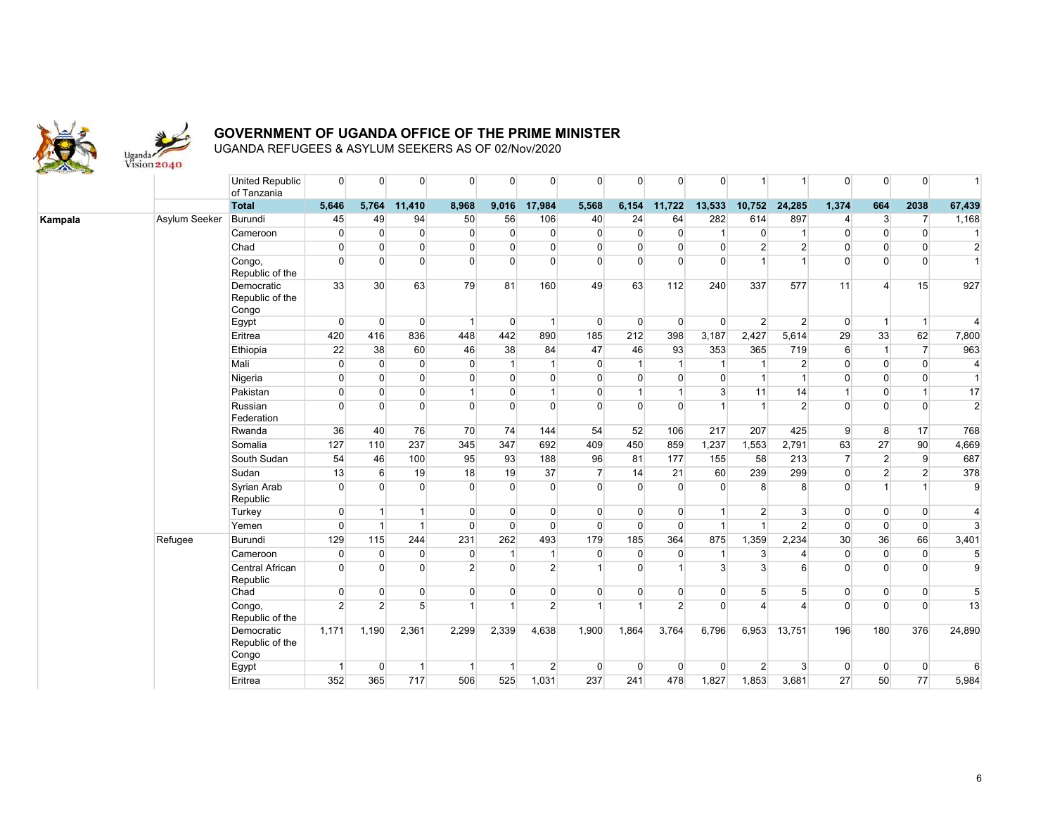**GOVERNMENT OF UGANDA OFFICE OF THE PRIME MINISTER**

UGANDA REFUGEES & ASYLUM SEEKERS AS OF 02/Nov/2020

| | | | | | | | | | | | | | | | | | |
|---|---|---|---|---|---|---|---|---|---|---|---|---|---|---|---|---|---|
| | | United Republic of Tanzania | 0 | 0 | 0 | 0 | 0 | 0 | 0 | 0 | 0 | 0 | 1 | 1 | 0 | 0 | 0 | 1 |
| | | **Total** | **5,646** | **5,764** | **11,410** | **8,968** | **9,016** | **17,984** | **5,568** | **6,154** | **11,722** | **13,533** | **10,752** | **24,285** | **1,374** | **664** | **2038** | **67,439** |
| **Kampala** | Asylum Seeker | Burundi | 45 | 49 | 94 | 50 | 56 | 106 | 40 | 24 | 64 | 282 | 614 | 897 | 4 | 3 | 7 | 1,168 |
| | | Cameroon | 0 | 0 | 0 | 0 | 0 | 0 | 0 | 0 | 0 | 1 | 0 | 1 | 0 | 0 | 0 | 1 |
| | | Chad | 0 | 0 | 0 | 0 | 0 | 0 | 0 | 0 | 0 | 0 | 2 | 2 | 0 | 0 | 0 | 2 |
| | | Congo, Republic of the | 0 | 0 | 0 | 0 | 0 | 0 | 0 | 0 | 0 | 0 | 1 | 1 | 0 | 0 | 0 | 1 |
| | | Democratic Republic of the Congo | 33 | 30 | 63 | 79 | 81 | 160 | 49 | 63 | 112 | 240 | 337 | 577 | 11 | 4 | 15 | 927 |
| | | Egypt | 0 | 0 | 0 | 1 | 0 | 1 | 0 | 0 | 0 | 0 | 2 | 2 | 0 | 1 | 1 | 4 |
| | | Eritrea | 420 | 416 | 836 | 448 | 442 | 890 | 185 | 212 | 398 | 3,187 | 2,427 | 5,614 | 29 | 33 | 62 | 7,800 |
| | | Ethiopia | 22 | 38 | 60 | 46 | 38 | 84 | 47 | 46 | 93 | 353 | 365 | 719 | 6 | 1 | 7 | 963 |
| | | Mali | 0 | 0 | 0 | 0 | 1 | 1 | 0 | 1 | 1 | 1 | 1 | 2 | 0 | 0 | 0 | 4 |
| | | Nigeria | 0 | 0 | 0 | 0 | 0 | 0 | 0 | 0 | 0 | 0 | 1 | 1 | 0 | 0 | 0 | 1 |
| | | Pakistan | 0 | 0 | 0 | 1 | 0 | 1 | 0 | 1 | 1 | 3 | 11 | 14 | 1 | 0 | 1 | 17 |
| | | Russian Federation | 0 | 0 | 0 | 0 | 0 | 0 | 0 | 0 | 0 | 1 | 1 | 2 | 0 | 0 | 0 | 2 |
| | | Rwanda | 36 | 40 | 76 | 70 | 74 | 144 | 54 | 52 | 106 | 217 | 207 | 425 | 9 | 8 | 17 | 768 |
| | | Somalia | 127 | 110 | 237 | 345 | 347 | 692 | 409 | 450 | 859 | 1,237 | 1,553 | 2,791 | 63 | 27 | 90 | 4,669 |
| | | South Sudan | 54 | 46 | 100 | 95 | 93 | 188 | 96 | 81 | 177 | 155 | 58 | 213 | 7 | 2 | 9 | 687 |
| | | Sudan | 13 | 6 | 19 | 18 | 19 | 37 | 7 | 14 | 21 | 60 | 239 | 299 | 0 | 2 | 2 | 378 |
| | | Syrian Arab Republic | 0 | 0 | 0 | 0 | 0 | 0 | 0 | 0 | 0 | 0 | 8 | 8 | 0 | 1 | 1 | 9 |
| | | Turkey | 0 | 1 | 1 | 0 | 0 | 0 | 0 | 0 | 0 | 1 | 2 | 3 | 0 | 0 | 0 | 4 |
| | | Yemen | 0 | 1 | 1 | 0 | 0 | 0 | 0 | 0 | 0 | 1 | 1 | 2 | 0 | 0 | 0 | 3 |
| | Refugee | Burundi | 129 | 115 | 244 | 231 | 262 | 493 | 179 | 185 | 364 | 875 | 1,359 | 2,234 | 30 | 36 | 66 | 3,401 |
| | | Cameroon | 0 | 0 | 0 | 0 | 1 | 1 | 0 | 0 | 0 | 1 | 3 | 4 | 0 | 0 | 0 | 5 |
| | | Central African Republic | 0 | 0 | 0 | 2 | 0 | 2 | 1 | 0 | 1 | 3 | 3 | 6 | 0 | 0 | 0 | 9 |
| | | Chad | 0 | 0 | 0 | 0 | 0 | 0 | 0 | 0 | 0 | 0 | 5 | 5 | 0 | 0 | 0 | 5 |
| | | Congo, Republic of the | 2 | 2 | 5 | 1 | 1 | 2 | 1 | 1 | 2 | 0 | 4 | 4 | 0 | 0 | 0 | 13 |
| | | Democratic Republic of the Congo | 1,171 | 1,190 | 2,361 | 2,299 | 2,339 | 4,638 | 1,900 | 1,864 | 3,764 | 6,796 | 6,953 | 13,751 | 196 | 180 | 376 | 24,890 |
| | | Egypt | 1 | 0 | 1 | 1 | 1 | 2 | 0 | 0 | 0 | 0 | 2 | 3 | 0 | 0 | 0 | 6 |
| | | Eritrea | 352 | 365 | 717 | 506 | 525 | 1,031 | 237 | 241 | 478 | 1,827 | 1,853 | 3,681 | 27 | 50 | 77 | 5,984 |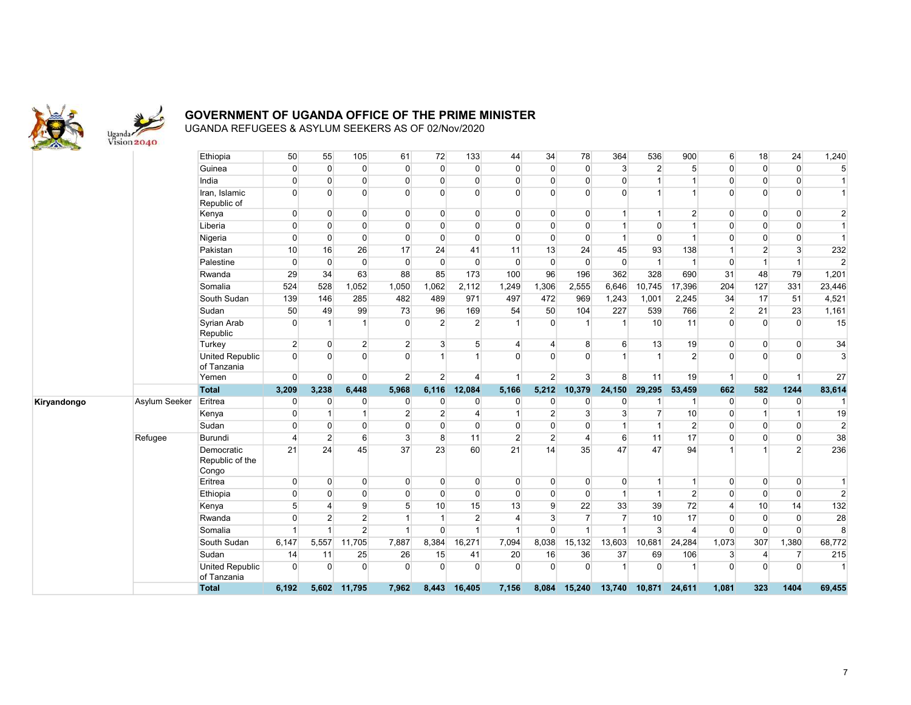**GOVERNMENT OF UGANDA OFFICE OF THE PRIME MINISTER**

UGANDA REFUGEES & ASYLUM SEEKERS AS OF 02/Nov/2020

| | | | | | | | | | | | | | | | | | | |
|---|---|---|---|---|---|---|---|---|---|---|---|---|---|---|---|---|---|---|
| | | Ethiopia | 50 | 55 | 105 | 61 | 72 | 133 | 44 | 34 | 78 | 364 | 536 | 900 | 6 | 18 | 24 | 1,240 |
| | | Guinea | 0 | 0 | 0 | 0 | 0 | 0 | 0 | 0 | 0 | 3 | 2 | 5 | 0 | 0 | 0 | 5 |
| | | India | 0 | 0 | 0 | 0 | 0 | 0 | 0 | 0 | 0 | 0 | 1 | 1 | 0 | 0 | 0 | 1 |
| | | Iran, Islamic Republic of | 0 | 0 | 0 | 0 | 0 | 0 | 0 | 0 | 0 | 0 | 1 | 1 | 0 | 0 | 0 | 1 |
| | | Kenya | 0 | 0 | 0 | 0 | 0 | 0 | 0 | 0 | 0 | 1 | 1 | 2 | 0 | 0 | 0 | 2 |
| | | Liberia | 0 | 0 | 0 | 0 | 0 | 0 | 0 | 0 | 0 | 1 | 0 | 1 | 0 | 0 | 0 | 1 |
| | | Nigeria | 0 | 0 | 0 | 0 | 0 | 0 | 0 | 0 | 0 | 1 | 0 | 1 | 0 | 0 | 0 | 1 |
| | | Pakistan | 10 | 16 | 26 | 17 | 24 | 41 | 11 | 13 | 24 | 45 | 93 | 138 | 1 | 2 | 3 | 232 |
| | | Palestine | 0 | 0 | 0 | 0 | 0 | 0 | 0 | 0 | 0 | 0 | 1 | 1 | 0 | 1 | 1 | 2 |
| | | Rwanda | 29 | 34 | 63 | 88 | 85 | 173 | 100 | 96 | 196 | 362 | 328 | 690 | 31 | 48 | 79 | 1,201 |
| | | Somalia | 524 | 528 | 1,052 | 1,050 | 1,062 | 2,112 | 1,249 | 1,306 | 2,555 | 6,646 | 10,745 | 17,396 | 204 | 127 | 331 | 23,446 |
| | | South Sudan | 139 | 146 | 285 | 482 | 489 | 971 | 497 | 472 | 969 | 1,243 | 1,001 | 2,245 | 34 | 17 | 51 | 4,521 |
| | | Sudan | 50 | 49 | 99 | 73 | 96 | 169 | 54 | 50 | 104 | 227 | 539 | 766 | 2 | 21 | 23 | 1,161 |
| | | Syrian Arab Republic | 0 | 1 | 1 | 0 | 2 | 2 | 1 | 0 | 1 | 1 | 10 | 11 | 0 | 0 | 0 | 15 |
| | | Turkey | 2 | 0 | 2 | 2 | 3 | 5 | 4 | 4 | 8 | 6 | 13 | 19 | 0 | 0 | 0 | 34 |
| | | United Republic of Tanzania | 0 | 0 | 0 | 0 | 1 | 1 | 0 | 0 | 0 | 1 | 1 | 2 | 0 | 0 | 0 | 3 |
| | | Yemen | 0 | 0 | 0 | 2 | 2 | 4 | 1 | 2 | 3 | 8 | 11 | 19 | 1 | 0 | 1 | 27 |
| | | **Total** | **3,209** | **3,238** | **6,448** | **5,968** | **6,116** | **12,084** | **5,166** | **5,212** | **10,379** | **24,150** | **29,295** | **53,459** | **662** | **582** | **1244** | **83,614** |
| **Kiryandongo** | Asylum Seeker | Eritrea | 0 | 0 | 0 | 0 | 0 | 0 | 0 | 0 | 0 | 0 | 1 | 1 | 0 | 0 | 0 | 1 |
| | | Kenya | 0 | 1 | 1 | 2 | 2 | 4 | 1 | 2 | 3 | 3 | 7 | 10 | 0 | 1 | 1 | 19 |
| | | Sudan | 0 | 0 | 0 | 0 | 0 | 0 | 0 | 0 | 0 | 1 | 1 | 2 | 0 | 0 | 0 | 2 |
| | Refugee | Burundi | 4 | 2 | 6 | 3 | 8 | 11 | 2 | 2 | 4 | 6 | 11 | 17 | 0 | 0 | 0 | 38 |
| | | Democratic Republic of the Congo | 21 | 24 | 45 | 37 | 23 | 60 | 21 | 14 | 35 | 47 | 47 | 94 | 1 | 1 | 2 | 236 |
| | | Eritrea | 0 | 0 | 0 | 0 | 0 | 0 | 0 | 0 | 0 | 0 | 1 | 1 | 0 | 0 | 0 | 1 |
| | | Ethiopia | 0 | 0 | 0 | 0 | 0 | 0 | 0 | 0 | 0 | 1 | 1 | 2 | 0 | 0 | 0 | 2 |
| | | Kenya | 5 | 4 | 9 | 5 | 10 | 15 | 13 | 9 | 22 | 33 | 39 | 72 | 4 | 10 | 14 | 132 |
| | | Rwanda | 0 | 2 | 2 | 1 | 1 | 2 | 4 | 3 | 7 | 7 | 10 | 17 | 0 | 0 | 0 | 28 |
| | | Somalia | 1 | 1 | 2 | 1 | 0 | 1 | 1 | 0 | 1 | 1 | 3 | 4 | 0 | 0 | 0 | 8 |
| | | South Sudan | 6,147 | 5,557 | 11,705 | 7,887 | 8,384 | 16,271 | 7,094 | 8,038 | 15,132 | 13,603 | 10,681 | 24,284 | 1,073 | 307 | 1,380 | 68,772 |
| | | Sudan | 14 | 11 | 25 | 26 | 15 | 41 | 20 | 16 | 36 | 37 | 69 | 106 | 3 | 4 | 7 | 215 |
| | | United Republic of Tanzania | 0 | 0 | 0 | 0 | 0 | 0 | 0 | 0 | 0 | 1 | 0 | 1 | 0 | 0 | 0 | 1 |
| | | **Total** | **6,192** | **5,602** | **11,795** | **7,962** | **8,443** | **16,405** | **7,156** | **8,084** | **15,240** | **13,740** | **10,871** | **24,611** | **1,081** | **323** | **1404** | **69,455** |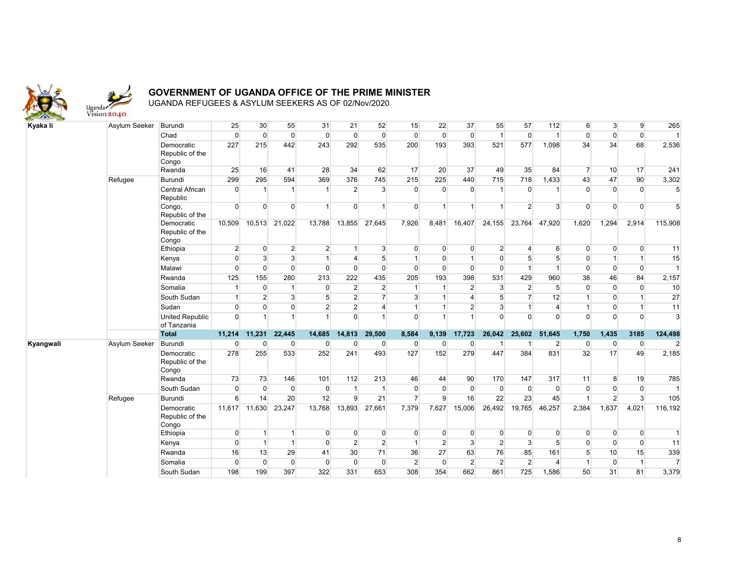**GOVERNMENT OF UGANDA OFFICE OF THE PRIME MINISTER**

UGANDA REFUGEES & ASYLUM SEEKERS AS OF 02/Nov/2020

| | | | | | | | | | | | | | | | | | | |
|---|---|---|---|---|---|---|---|---|---|---|---|---|---|---|---|---|---|---|
| **Kyaka Ii** | Asylum Seeker | Burundi | 25 | 30 | 55 | 31 | 21 | 52 | 15 | 22 | 37 | 55 | 57 | 112 | 6 | 3 | 9 | 265 |
| | | Chad | 0 | 0 | 0 | 0 | 0 | 0 | 0 | 0 | 0 | 1 | 0 | 1 | 0 | 0 | 0 | 1 |
| | | Democratic Republic of the Congo | 227 | 215 | 442 | 243 | 292 | 535 | 200 | 193 | 393 | 521 | 577 | 1,098 | 34 | 34 | 68 | 2,536 |
| | | Rwanda | 25 | 16 | 41 | 28 | 34 | 62 | 17 | 20 | 37 | 49 | 35 | 84 | 7 | 10 | 17 | 241 |
| | Refugee | Burundi | 299 | 295 | 594 | 369 | 376 | 745 | 215 | 225 | 440 | 715 | 718 | 1,433 | 43 | 47 | 90 | 3,302 |
| | | Central African Republic | 0 | 1 | 1 | 1 | 2 | 3 | 0 | 0 | 0 | 1 | 0 | 1 | 0 | 0 | 0 | 5 |
| | | Congo, Republic of the | 0 | 0 | 0 | 1 | 0 | 1 | 0 | 1 | 1 | 1 | 2 | 3 | 0 | 0 | 0 | 5 |
| | | Democratic Republic of the Congo | 10,509 | 10,513 | 21,022 | 13,788 | 13,855 | 27,645 | 7,926 | 8,481 | 16,407 | 24,155 | 23,764 | 47,920 | 1,620 | 1,294 | 2,914 | 115,908 |
| | | Ethiopia | 2 | 0 | 2 | 2 | 1 | 3 | 0 | 0 | 0 | 2 | 4 | 6 | 0 | 0 | 0 | 11 |
| | | Kenya | 0 | 3 | 3 | 1 | 4 | 5 | 1 | 0 | 1 | 0 | 5 | 5 | 0 | 1 | 1 | 15 |
| | | Malawi | 0 | 0 | 0 | 0 | 0 | 0 | 0 | 0 | 0 | 0 | 1 | 1 | 0 | 0 | 0 | 1 |
| | | Rwanda | 125 | 155 | 280 | 213 | 222 | 435 | 205 | 193 | 398 | 531 | 429 | 960 | 38 | 46 | 84 | 2,157 |
| | | Somalia | 1 | 0 | 1 | 0 | 2 | 2 | 1 | 1 | 2 | 3 | 2 | 5 | 0 | 0 | 0 | 10 |
| | | South Sudan | 1 | 2 | 3 | 5 | 2 | 7 | 3 | 1 | 4 | 5 | 7 | 12 | 1 | 0 | 1 | 27 |
| | | Sudan | 0 | 0 | 0 | 2 | 2 | 4 | 1 | 1 | 2 | 3 | 1 | 4 | 1 | 0 | 1 | 11 |
| | | United Republic of Tanzania | 0 | 1 | 1 | 1 | 0 | 1 | 0 | 1 | 1 | 0 | 0 | 0 | 0 | 0 | 0 | 3 |
| | | **Total** | **11,214** | **11,231** | **22,445** | **14,685** | **14,813** | **29,500** | **8,584** | **9,139** | **17,723** | **26,042** | **25,602** | **51,645** | **1,750** | **1,435** | **3185** | **124,498** |
| **Kyangwali** | Asylum Seeker | Burundi | 0 | 0 | 0 | 0 | 0 | 0 | 0 | 0 | 0 | 1 | 1 | 2 | 0 | 0 | 0 | 2 |
| | | Democratic Republic of the Congo | 278 | 255 | 533 | 252 | 241 | 493 | 127 | 152 | 279 | 447 | 384 | 831 | 32 | 17 | 49 | 2,185 |
| | | Rwanda | 73 | 73 | 146 | 101 | 112 | 213 | 46 | 44 | 90 | 170 | 147 | 317 | 11 | 8 | 19 | 785 |
| | | South Sudan | 0 | 0 | 0 | 0 | 1 | 1 | 0 | 0 | 0 | 0 | 0 | 0 | 0 | 0 | 0 | 1 |
| | Refugee | Burundi | 6 | 14 | 20 | 12 | 9 | 21 | 7 | 9 | 16 | 22 | 23 | 45 | 1 | 2 | 3 | 105 |
| | | Democratic Republic of the Congo | 11,617 | 11,630 | 23,247 | 13,768 | 13,893 | 27,661 | 7,379 | 7,627 | 15,006 | 26,492 | 19,765 | 46,257 | 2,384 | 1,637 | 4,021 | 116,192 |
| | | Ethiopia | 0 | 1 | 1 | 0 | 0 | 0 | 0 | 0 | 0 | 0 | 0 | 0 | 0 | 0 | 0 | 1 |
| | | Kenya | 0 | 1 | 1 | 0 | 2 | 2 | 1 | 2 | 3 | 2 | 3 | 5 | 0 | 0 | 0 | 11 |
| | | Rwanda | 16 | 13 | 29 | 41 | 30 | 71 | 36 | 27 | 63 | 76 | 85 | 161 | 5 | 10 | 15 | 339 |
| | | Somalia | 0 | 0 | 0 | 0 | 0 | 0 | 2 | 0 | 2 | 2 | 2 | 4 | 1 | 0 | 1 | 7 |
| | | South Sudan | 198 | 199 | 397 | 322 | 331 | 653 | 308 | 354 | 662 | 861 | 725 | 1,586 | 50 | 31 | 81 | 3,379 |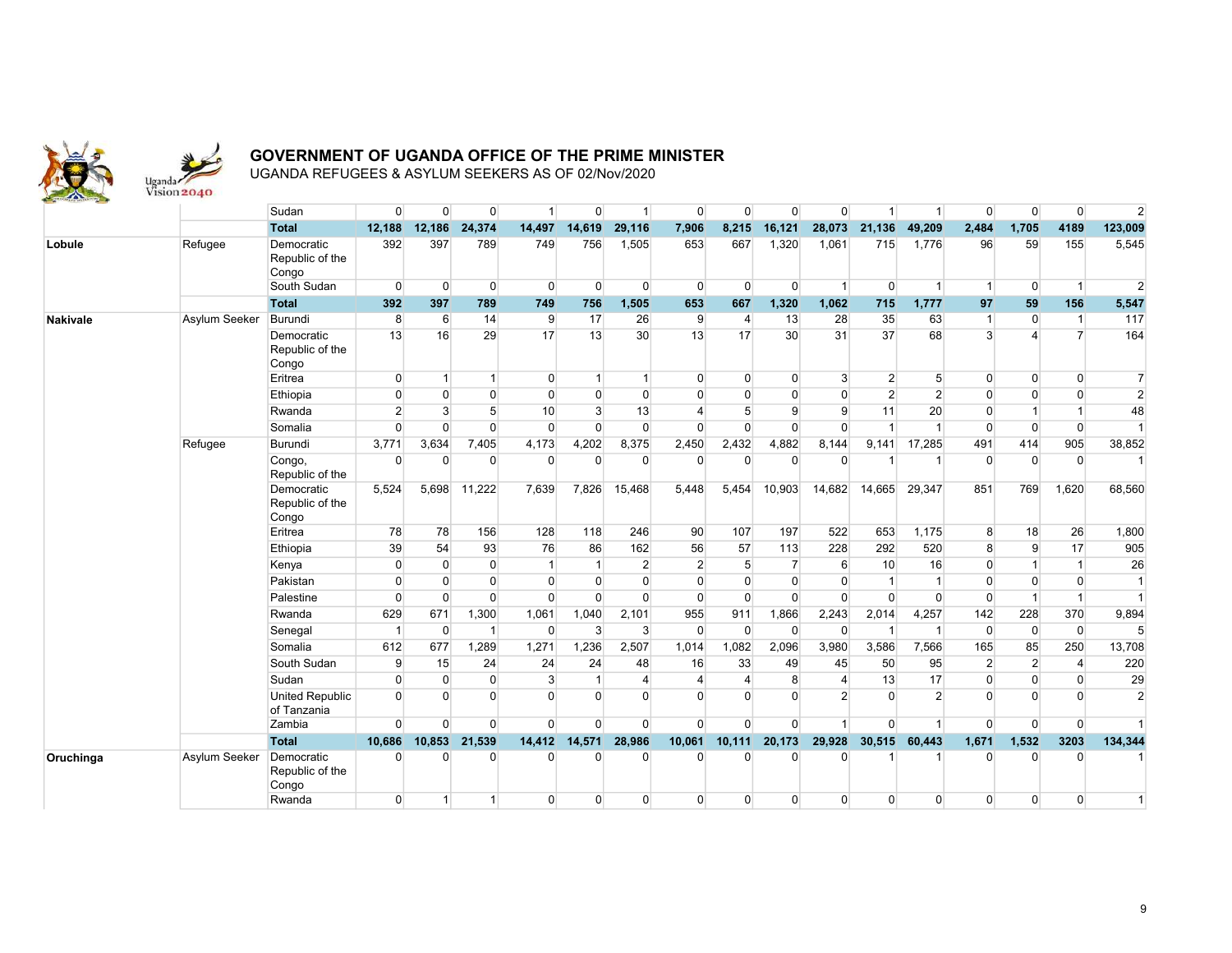**GOVERNMENT OF UGANDA OFFICE OF THE PRIME MINISTER**

UGANDA REFUGEES & ASYLUM SEEKERS AS OF 02/Nov/2020

| | | | | | | | | | | | | | | | | | |
|---|---|---|---|---|---|---|---|---|---|---|---|---|---|---|---|---|---|
| | | Sudan | 0 | 0 | 0 | 1 | 0 | 1 | 0 | 0 | 0 | 0 | 1 | 1 | 0 | 0 | 0 | 2 |
| | | **Total** | **12,188** | **12,186** | **24,374** | **14,497** | **14,619** | **29,116** | **7,906** | **8,215** | **16,121** | **28,073** | **21,136** | **49,209** | **2,484** | **1,705** | **4189** | **123,009** |
| **Lobule** | Refugee | Democratic Republic of the Congo | 392 | 397 | 789 | 749 | 756 | 1,505 | 653 | 667 | 1,320 | 1,061 | 715 | 1,776 | 96 | 59 | 155 | 5,545 |
| | | South Sudan | 0 | 0 | 0 | 0 | 0 | 0 | 0 | 0 | 0 | 1 | 0 | 1 | 1 | 0 | 1 | 2 |
| | | **Total** | **392** | **397** | **789** | **749** | **756** | **1,505** | **653** | **667** | **1,320** | **1,062** | **715** | **1,777** | **97** | **59** | **156** | **5,547** |
| **Nakivale** | Asylum Seeker | Burundi | 8 | 6 | 14 | 9 | 17 | 26 | 9 | 4 | 13 | 28 | 35 | 63 | 1 | 0 | 1 | 117 |
| | | Democratic Republic of the Congo | 13 | 16 | 29 | 17 | 13 | 30 | 13 | 17 | 30 | 31 | 37 | 68 | 3 | 4 | 7 | 164 |
| | | Eritrea | 0 | 1 | 1 | 0 | 1 | 1 | 0 | 0 | 0 | 3 | 2 | 5 | 0 | 0 | 0 | 7 |
| | | Ethiopia | 0 | 0 | 0 | 0 | 0 | 0 | 0 | 0 | 0 | 0 | 2 | 2 | 0 | 0 | 0 | 2 |
| | | Rwanda | 2 | 3 | 5 | 10 | 3 | 13 | 4 | 5 | 9 | 9 | 11 | 20 | 0 | 1 | 1 | 48 |
| | | Somalia | 0 | 0 | 0 | 0 | 0 | 0 | 0 | 0 | 0 | 0 | 1 | 1 | 0 | 0 | 0 | 1 |
| | Refugee | Burundi | 3,771 | 3,634 | 7,405 | 4,173 | 4,202 | 8,375 | 2,450 | 2,432 | 4,882 | 8,144 | 9,141 | 17,285 | 491 | 414 | 905 | 38,852 |
| | | Congo, Republic of the | 0 | 0 | 0 | 0 | 0 | 0 | 0 | 0 | 0 | 0 | 1 | 1 | 0 | 0 | 0 | 1 |
| | | Democratic Republic of the Congo | 5,524 | 5,698 | 11,222 | 7,639 | 7,826 | 15,468 | 5,448 | 5,454 | 10,903 | 14,682 | 14,665 | 29,347 | 851 | 769 | 1,620 | 68,560 |
| | | Eritrea | 78 | 78 | 156 | 128 | 118 | 246 | 90 | 107 | 197 | 522 | 653 | 1,175 | 8 | 18 | 26 | 1,800 |
| | | Ethiopia | 39 | 54 | 93 | 76 | 86 | 162 | 56 | 57 | 113 | 228 | 292 | 520 | 8 | 9 | 17 | 905 |
| | | Kenya | 0 | 0 | 0 | 1 | 1 | 2 | 2 | 5 | 7 | 6 | 10 | 16 | 0 | 1 | 1 | 26 |
| | | Pakistan | 0 | 0 | 0 | 0 | 0 | 0 | 0 | 0 | 0 | 0 | 1 | 1 | 0 | 0 | 0 | 1 |
| | | Palestine | 0 | 0 | 0 | 0 | 0 | 0 | 0 | 0 | 0 | 0 | 0 | 0 | 0 | 1 | 1 | 1 |
| | | Rwanda | 629 | 671 | 1,300 | 1,061 | 1,040 | 2,101 | 955 | 911 | 1,866 | 2,243 | 2,014 | 4,257 | 142 | 228 | 370 | 9,894 |
| | | Senegal | 1 | 0 | 1 | 0 | 3 | 3 | 0 | 0 | 0 | 0 | 1 | 1 | 0 | 0 | 0 | 5 |
| | | Somalia | 612 | 677 | 1,289 | 1,271 | 1,236 | 2,507 | 1,014 | 1,082 | 2,096 | 3,980 | 3,586 | 7,566 | 165 | 85 | 250 | 13,708 |
| | | South Sudan | 9 | 15 | 24 | 24 | 24 | 48 | 16 | 33 | 49 | 45 | 50 | 95 | 2 | 2 | 4 | 220 |
| | | Sudan | 0 | 0 | 0 | 3 | 1 | 4 | 4 | 4 | 8 | 4 | 13 | 17 | 0 | 0 | 0 | 29 |
| | | United Republic of Tanzania | 0 | 0 | 0 | 0 | 0 | 0 | 0 | 0 | 0 | 2 | 0 | 2 | 0 | 0 | 0 | 2 |
| | | Zambia | 0 | 0 | 0 | 0 | 0 | 0 | 0 | 0 | 0 | 1 | 0 | 1 | 0 | 0 | 0 | 1 |
| | | **Total** | **10,686** | **10,853** | **21,539** | **14,412** | **14,571** | **28,986** | **10,061** | **10,111** | **20,173** | **29,928** | **30,515** | **60,443** | **1,671** | **1,532** | **3203** | **134,344** |
| **Oruchinga** | Asylum Seeker | Democratic Republic of the Congo | 0 | 0 | 0 | 0 | 0 | 0 | 0 | 0 | 0 | 0 | 1 | 1 | 0 | 0 | 0 | 1 |
| | | Rwanda | 0 | 1 | 1 | 0 | 0 | 0 | 0 | 0 | 0 | 0 | 0 | 0 | 0 | 0 | 0 | 1 |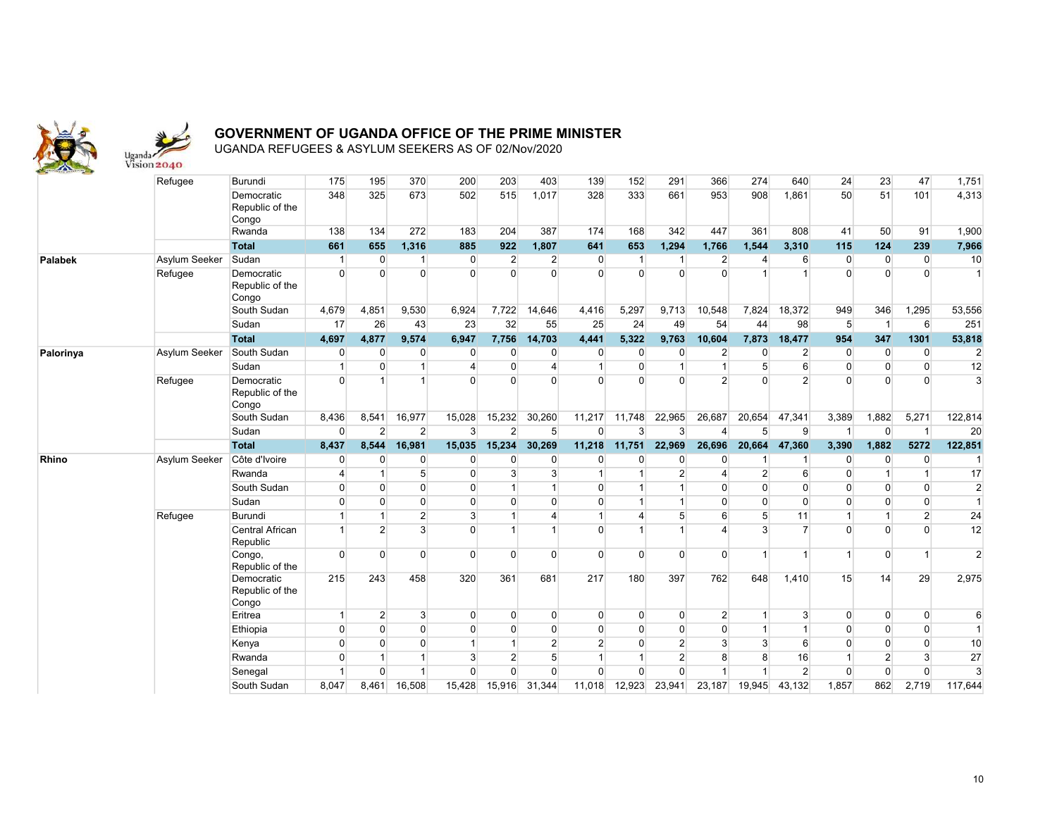**GOVERNMENT OF UGANDA OFFICE OF THE PRIME MINISTER**

UGANDA REFUGEES & ASYLUM SEEKERS AS OF 02/Nov/2020

| | | | | | | | | | | | | | | | | | |
|---|---|---|---|---|---|---|---|---|---|---|---|---|---|---|---|---|---|
| | Refugee | Burundi | 175 | 195 | 370 | 200 | 203 | 403 | 139 | 152 | 291 | 366 | 274 | 640 | 24 | 23 | 47 | 1,751 |
| | | Democratic Republic of the Congo | 348 | 325 | 673 | 502 | 515 | 1,017 | 328 | 333 | 661 | 953 | 908 | 1,861 | 50 | 51 | 101 | 4,313 |
| | | Rwanda | 138 | 134 | 272 | 183 | 204 | 387 | 174 | 168 | 342 | 447 | 361 | 808 | 41 | 50 | 91 | 1,900 |
| | | **Total** | **661** | **655** | **1,316** | **885** | **922** | **1,807** | **641** | **653** | **1,294** | **1,766** | **1,544** | **3,310** | **115** | **124** | **239** | **7,966** |
| **Palabek** | Asylum Seeker | Sudan | 1 | 0 | 1 | 0 | 2 | 2 | 0 | 1 | 1 | 2 | 4 | 6 | 0 | 0 | 0 | 10 |
| | Refugee | Democratic Republic of the Congo | 0 | 0 | 0 | 0 | 0 | 0 | 0 | 0 | 0 | 0 | 1 | 1 | 0 | 0 | 0 | 1 |
| | | South Sudan | 4,679 | 4,851 | 9,530 | 6,924 | 7,722 | 14,646 | 4,416 | 5,297 | 9,713 | 10,548 | 7,824 | 18,372 | 949 | 346 | 1,295 | 53,556 |
| | | Sudan | 17 | 26 | 43 | 23 | 32 | 55 | 25 | 24 | 49 | 54 | 44 | 98 | 5 | 1 | 6 | 251 |
| | | **Total** | **4,697** | **4,877** | **9,574** | **6,947** | **7,756** | **14,703** | **4,441** | **5,322** | **9,763** | **10,604** | **7,873** | **18,477** | **954** | **347** | **1301** | **53,818** |
| **Palorinya** | Asylum Seeker | South Sudan | 0 | 0 | 0 | 0 | 0 | 0 | 0 | 0 | 0 | 2 | 0 | 2 | 0 | 0 | 0 | 2 |
| | | Sudan | 1 | 0 | 1 | 4 | 0 | 4 | 1 | 0 | 1 | 1 | 5 | 6 | 0 | 0 | 0 | 12 |
| | Refugee | Democratic Republic of the Congo | 0 | 1 | 1 | 0 | 0 | 0 | 0 | 0 | 0 | 2 | 0 | 2 | 0 | 0 | 0 | 3 |
| | | South Sudan | 8,436 | 8,541 | 16,977 | 15,028 | 15,232 | 30,260 | 11,217 | 11,748 | 22,965 | 26,687 | 20,654 | 47,341 | 3,389 | 1,882 | 5,271 | 122,814 |
| | | Sudan | 0 | 2 | 2 | 3 | 2 | 5 | 0 | 3 | 3 | 4 | 5 | 9 | 1 | 0 | 1 | 20 |
| | | **Total** | **8,437** | **8,544** | **16,981** | **15,035** | **15,234** | **30,269** | **11,218** | **11,751** | **22,969** | **26,696** | **20,664** | **47,360** | **3,390** | **1,882** | **5272** | **122,851** |
| **Rhino** | Asylum Seeker | Côte d'Ivoire | 0 | 0 | 0 | 0 | 0 | 0 | 0 | 0 | 0 | 0 | 1 | 1 | 0 | 0 | 0 | 1 |
| | | Rwanda | 4 | 1 | 5 | 0 | 3 | 3 | 1 | 1 | 2 | 4 | 2 | 6 | 0 | 1 | 1 | 17 |
| | | South Sudan | 0 | 0 | 0 | 0 | 1 | 1 | 0 | 1 | 1 | 0 | 0 | 0 | 0 | 0 | 0 | 2 |
| | | Sudan | 0 | 0 | 0 | 0 | 0 | 0 | 0 | 1 | 1 | 0 | 0 | 0 | 0 | 0 | 0 | 1 |
| | Refugee | Burundi | 1 | 1 | 2 | 3 | 1 | 4 | 1 | 4 | 5 | 6 | 5 | 11 | 1 | 1 | 2 | 24 |
| | | Central African Republic | 1 | 2 | 3 | 0 | 1 | 1 | 0 | 1 | 1 | 4 | 3 | 7 | 0 | 0 | 0 | 12 |
| | | Congo, Republic of the | 0 | 0 | 0 | 0 | 0 | 0 | 0 | 0 | 0 | 0 | 1 | 1 | 1 | 0 | 1 | 2 |
| | | Democratic Republic of the Congo | 215 | 243 | 458 | 320 | 361 | 681 | 217 | 180 | 397 | 762 | 648 | 1,410 | 15 | 14 | 29 | 2,975 |
| | | Eritrea | 1 | 2 | 3 | 0 | 0 | 0 | 0 | 0 | 0 | 2 | 1 | 3 | 0 | 0 | 0 | 6 |
| | | Ethiopia | 0 | 0 | 0 | 0 | 0 | 0 | 0 | 0 | 0 | 0 | 1 | 1 | 0 | 0 | 0 | 1 |
| | | Kenya | 0 | 0 | 0 | 1 | 1 | 2 | 2 | 0 | 2 | 3 | 3 | 6 | 0 | 0 | 0 | 10 |
| | | Rwanda | 0 | 1 | 1 | 3 | 2 | 5 | 1 | 1 | 2 | 8 | 8 | 16 | 1 | 2 | 3 | 27 |
| | | Senegal | 1 | 0 | 1 | 0 | 0 | 0 | 0 | 0 | 0 | 1 | 1 | 2 | 0 | 0 | 0 | 3 |
| | | South Sudan | 8,047 | 8,461 | 16,508 | 15,428 | 15,916 | 31,344 | 11,018 | 12,923 | 23,941 | 23,187 | 19,945 | 43,132 | 1,857 | 862 | 2,719 | 117,644 |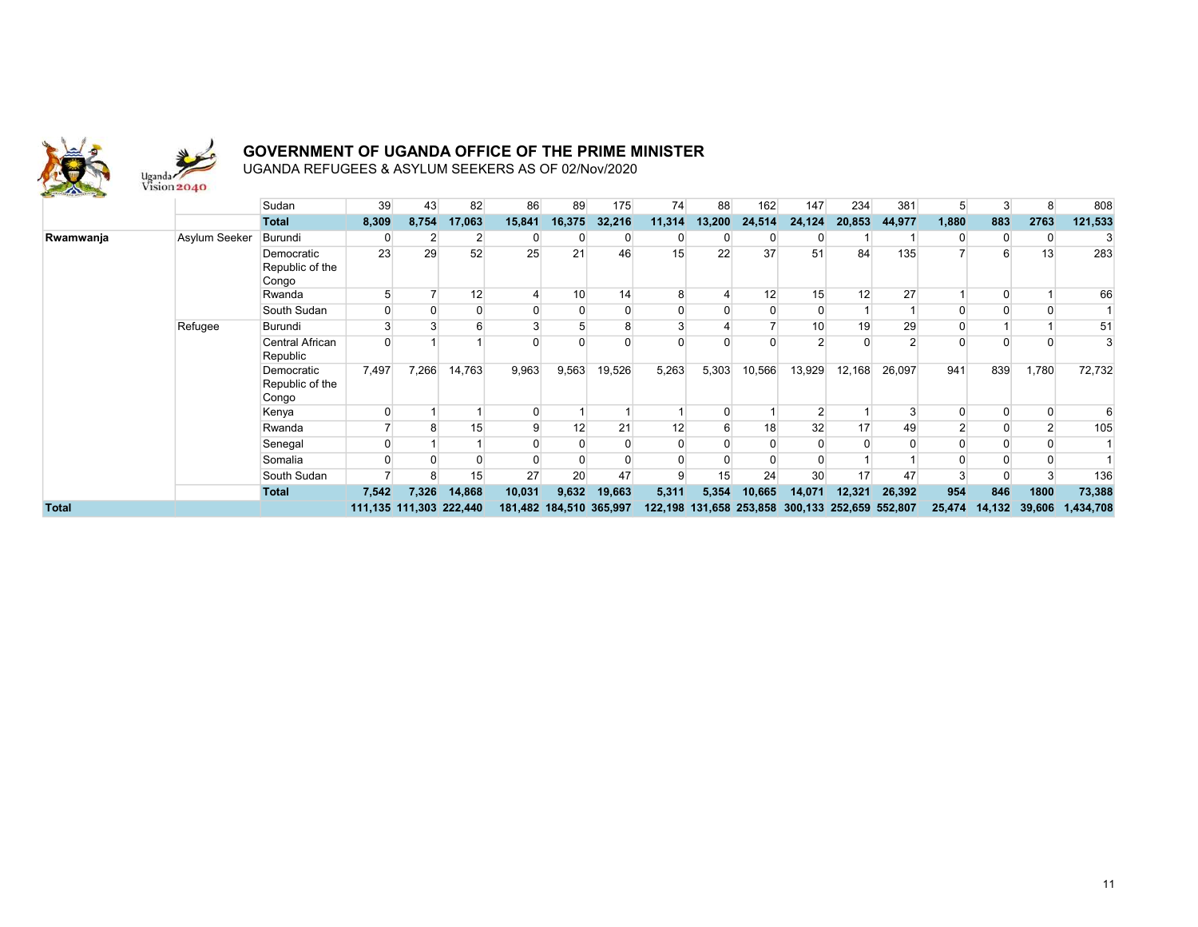**GOVERNMENT OF UGANDA OFFICE OF THE PRIME MINISTER**

UGANDA REFUGEES & ASYLUM SEEKERS AS OF 02/Nov/2020

| | | | | | | | | | | | | | | | | | |
|---|---|---|---|---|---|---|---|---|---|---|---|---|---|---|---|---|---|
| | | Sudan | 39 | 43 | 82 | 86 | 89 | 175 | 74 | 88 | 162 | 147 | 234 | 381 | 5 | 3 | 8 | 808 |
| | | **Total** | **8,309** | **8,754** | **17,063** | **15,841** | **16,375** | **32,216** | **11,314** | **13,200** | **24,514** | **24,124** | **20,853** | **44,977** | **1,880** | **883** | **2763** | **121,533** |
| **Rwamwanja** | Asylum Seeker | Burundi | 0 | 2 | 2 | 0 | 0 | 0 | 0 | 0 | 0 | 0 | 1 | 1 | 0 | 0 | 0 | 3 |
| | | Democratic Republic of the Congo | 23 | 29 | 52 | 25 | 21 | 46 | 15 | 22 | 37 | 51 | 84 | 135 | 7 | 6 | 13 | 283 |
| | | Rwanda | 5 | 7 | 12 | 4 | 10 | 14 | 8 | 4 | 12 | 15 | 12 | 27 | 1 | 0 | 1 | 66 |
| | | South Sudan | 0 | 0 | 0 | 0 | 0 | 0 | 0 | 0 | 0 | 0 | 1 | 1 | 0 | 0 | 0 | 1 |
| | Refugee | Burundi | 3 | 3 | 6 | 3 | 5 | 8 | 3 | 4 | 7 | 10 | 19 | 29 | 0 | 1 | 1 | 51 |
| | | Central African Republic | 0 | 1 | 1 | 0 | 0 | 0 | 0 | 0 | 0 | 2 | 0 | 2 | 0 | 0 | 0 | 3 |
| | | Democratic Republic of the Congo | 7,497 | 7,266 | 14,763 | 9,963 | 9,563 | 19,526 | 5,263 | 5,303 | 10,566 | 13,929 | 12,168 | 26,097 | 941 | 839 | 1,780 | 72,732 |
| | | Kenya | 0 | 1 | 1 | 0 | 1 | 1 | 1 | 0 | 1 | 2 | 1 | 3 | 0 | 0 | 0 | 6 |
| | | Rwanda | 7 | 8 | 15 | 9 | 12 | 21 | 12 | 6 | 18 | 32 | 17 | 49 | 2 | 0 | 2 | 105 |
| | | Senegal | 0 | 1 | 1 | 0 | 0 | 0 | 0 | 0 | 0 | 0 | 0 | 0 | 0 | 0 | 0 | 1 |
| | | Somalia | 0 | 0 | 0 | 0 | 0 | 0 | 0 | 0 | 0 | 0 | 1 | 1 | 0 | 0 | 0 | 1 |
| | | South Sudan | 7 | 8 | 15 | 27 | 20 | 47 | 9 | 15 | 24 | 30 | 17 | 47 | 3 | 0 | 3 | 136 |
| | | **Total** | **7,542** | **7,326** | **14,868** | **10,031** | **9,632** | **19,663** | **5,311** | **5,354** | **10,665** | **14,071** | **12,321** | **26,392** | **954** | **846** | **1800** | **73,388** |
| **Total** | | | **111,135** | **111,303** | **222,440** | **181,482** | **184,510** | **365,997** | **122,198** | **131,658** | **253,858** | **300,133** | **252,659** | **552,807** | **25,474** | **14,132** | **39,606** | **1,434,708** |